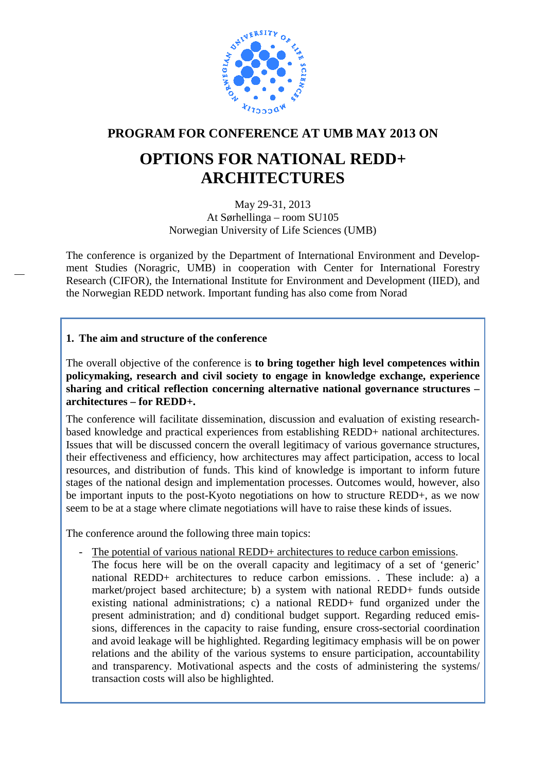## PROGRAM FOR CONFERENCE AT UMB MAY 2013 ON

# OPTIONS FOR NATIONAL REDD+ ARCHITECTURES

May 29-31, 2013
At Sørhellinga – room SU105
Norwegian University of Life Sciences (UMB)

The conference is organized by the Department of International Environment and Development Studies (Noragric, UMB) in cooperation with Center for International Forestry Research (CIFOR), the International Institute for Environment and Development (IIED), and the Norwegian REDD network. Important funding has also come from Norad

### 1. The aim and structure of the conference

The overall objective of the conference is **to bring together high level competences within policymaking, research and civil society to engage in knowledge exchange, experience sharing and critical reflection concerning alternative national governance structures – architectures – for REDD+.**

The conference will facilitate dissemination, discussion and evaluation of existing research-based knowledge and practical experiences from establishing REDD+ national architectures. Issues that will be discussed concern the overall legitimacy of various governance structures, their effectiveness and efficiency, how architectures may affect participation, access to local resources, and distribution of funds. This kind of knowledge is important to inform future stages of the national design and implementation processes. Outcomes would, however, also be important inputs to the post-Kyoto negotiations on how to structure REDD+, as we now seem to be at a stage where climate negotiations will have to raise these kinds of issues.

The conference around the following three main topics:

- The potential of various national REDD+ architectures to reduce carbon emissions. The focus here will be on the overall capacity and legitimacy of a set of 'generic' national REDD+ architectures to reduce carbon emissions. . These include: a) a market/project based architecture; b) a system with national REDD+ funds outside existing national administrations; c) a national REDD+ fund organized under the present administration; and d) conditional budget support. Regarding reduced emissions, differences in the capacity to raise funding, ensure cross-sectorial coordination and avoid leakage will be highlighted. Regarding legitimacy emphasis will be on power relations and the ability of the various systems to ensure participation, accountability and transparency. Motivational aspects and the costs of administering the systems/ transaction costs will also be highlighted.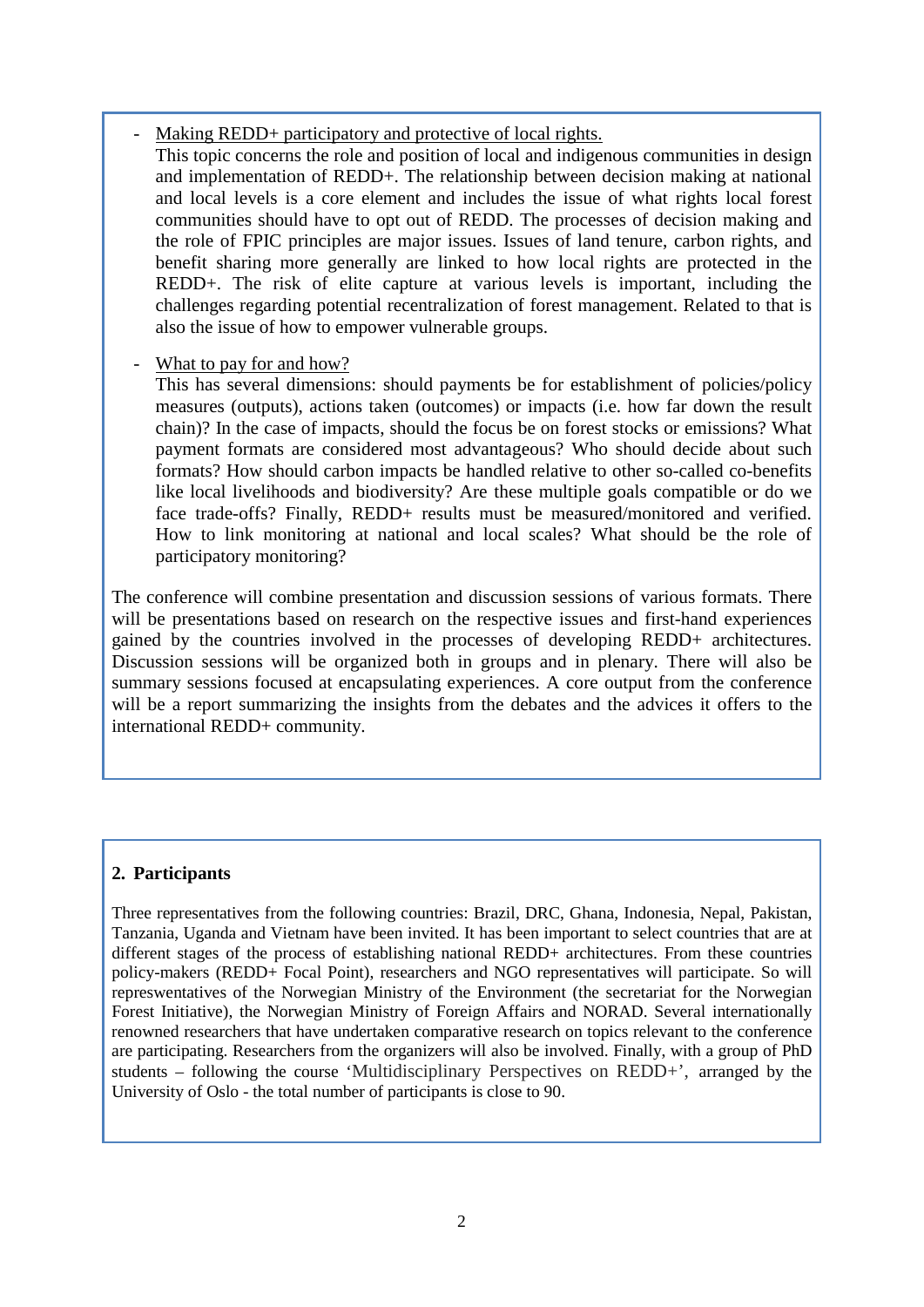- Making REDD+ participatory and protective of local rights.
  This topic concerns the role and position of local and indigenous communities in design and implementation of REDD+. The relationship between decision making at national and local levels is a core element and includes the issue of what rights local forest communities should have to opt out of REDD. The processes of decision making and the role of FPIC principles are major issues. Issues of land tenure, carbon rights, and benefit sharing more generally are linked to how local rights are protected in the REDD+. The risk of elite capture at various levels is important, including the challenges regarding potential recentralization of forest management. Related to that is also the issue of how to empower vulnerable groups.

- What to pay for and how?
  This has several dimensions: should payments be for establishment of policies/policy measures (outputs), actions taken (outcomes) or impacts (i.e. how far down the result chain)? In the case of impacts, should the focus be on forest stocks or emissions? What payment formats are considered most advantageous? Who should decide about such formats? How should carbon impacts be handled relative to other so-called co-benefits like local livelihoods and biodiversity? Are these multiple goals compatible or do we face trade-offs? Finally, REDD+ results must be measured/monitored and verified. How to link monitoring at national and local scales? What should be the role of participatory monitoring?

The conference will combine presentation and discussion sessions of various formats. There will be presentations based on research on the respective issues and first-hand experiences gained by the countries involved in the processes of developing REDD+ architectures. Discussion sessions will be organized both in groups and in plenary. There will also be summary sessions focused at encapsulating experiences. A core output from the conference will be a report summarizing the insights from the debates and the advices it offers to the international REDD+ community.

## 2. Participants

Three representatives from the following countries: Brazil, DRC, Ghana, Indonesia, Nepal, Pakistan, Tanzania, Uganda and Vietnam have been invited. It has been important to select countries that are at different stages of the process of establishing national REDD+ architectures. From these countries policy-makers (REDD+ Focal Point), researchers and NGO representatives will participate. So will represwentatives of the Norwegian Ministry of the Environment (the secretariat for the Norwegian Forest Initiative), the Norwegian Ministry of Foreign Affairs and NORAD. Several internationally renowned researchers that have undertaken comparative research on topics relevant to the conference are participating. Researchers from the organizers will also be involved. Finally, with a group of PhD students – following the course 'Multidisciplinary Perspectives on REDD+', arranged by the University of Oslo - the total number of participants is close to 90.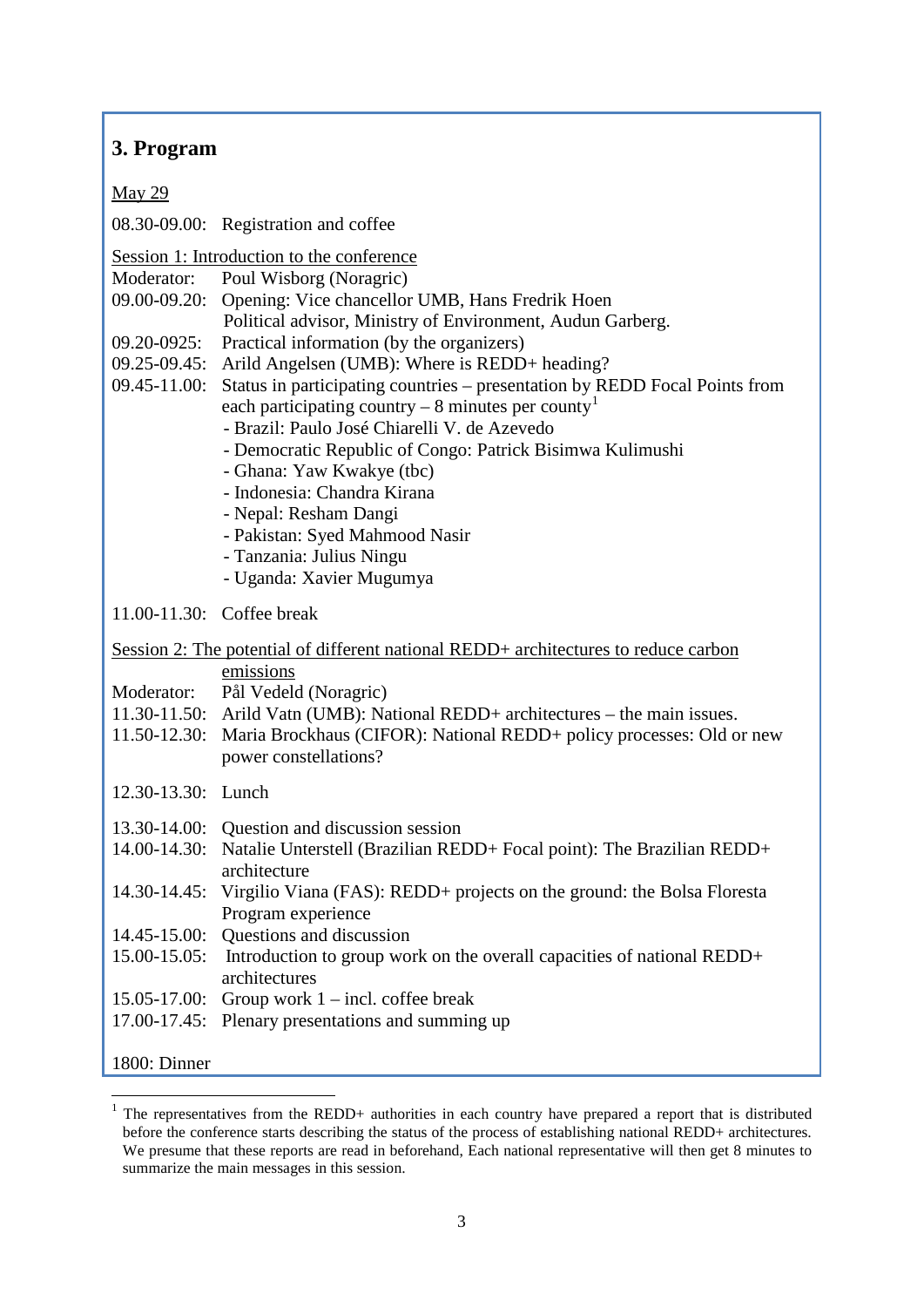## 3. Program

<u>May 29</u>

08.30-09.00: Registration and coffee

<u>Session 1: Introduction to the conference</u>

Moderator: Poul Wisborg (Noragric)

09.00-09.20: Opening: Vice chancellor UMB, Hans Fredrik Hoen
Political advisor, Ministry of Environment, Audun Garberg.

09.20-0925: Practical information (by the organizers)

09.25-09.45: Arild Angelsen (UMB): Where is REDD+ heading?

09.45-11.00: Status in participating countries – presentation by REDD Focal Points from each participating country – 8 minutes per county[1]

- Brazil: Paulo José Chiarelli V. de Azevedo
- Democratic Republic of Congo: Patrick Bisimwa Kulimushi
- Ghana: Yaw Kwakye (tbc)
- Indonesia: Chandra Kirana
- Nepal: Resham Dangi
- Pakistan: Syed Mahmood Nasir
- Tanzania: Julius Ningu
- Uganda: Xavier Mugumya

11.00-11.30: Coffee break

<u>Session 2: The potential of different national REDD+ architectures to reduce carbon emissions</u>

Moderator: Pål Vedeld (Noragric)

11.30-11.50: Arild Vatn (UMB): National REDD+ architectures – the main issues.

11.50-12.30: Maria Brockhaus (CIFOR): National REDD+ policy processes: Old or new power constellations?

12.30-13.30: Lunch

13.30-14.00: Question and discussion session

14.00-14.30: Natalie Unterstell (Brazilian REDD+ Focal point): The Brazilian REDD+ architecture

14.30-14.45: Virgilio Viana (FAS): REDD+ projects on the ground: the Bolsa Floresta Program experience

14.45-15.00: Questions and discussion

15.00-15.05: Introduction to group work on the overall capacities of national REDD+ architectures

15.05-17.00: Group work 1 – incl. coffee break

17.00-17.45: Plenary presentations and summing up

1800: Dinner

---

[1] The representatives from the REDD+ authorities in each country have prepared a report that is distributed before the conference starts describing the status of the process of establishing national REDD+ architectures. We presume that these reports are read in beforehand, Each national representative will then get 8 minutes to summarize the main messages in this session.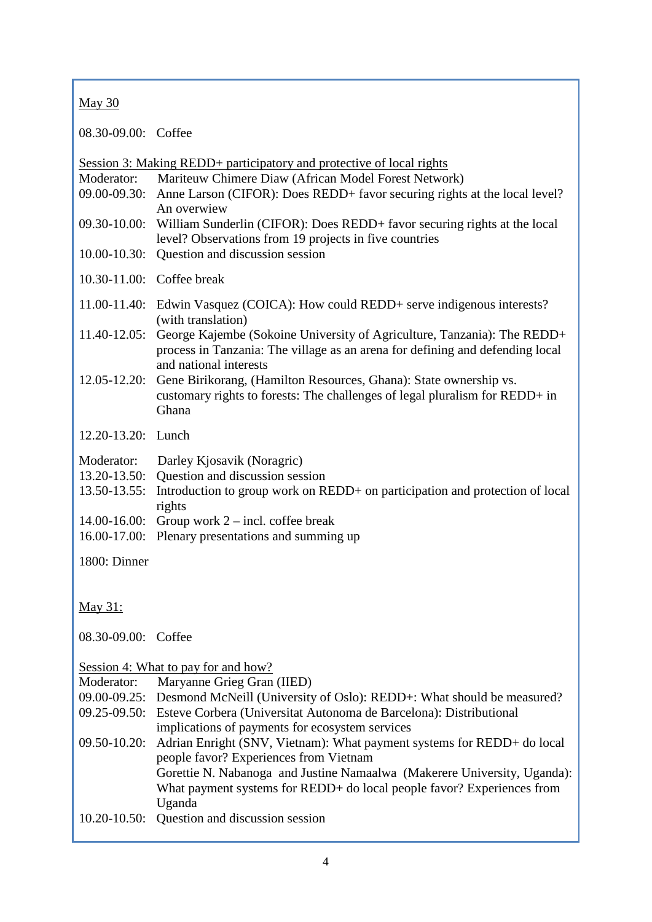May 30

08.30-09.00: Coffee

Session 3: Making REDD+ participatory and protective of local rights

Moderator: Mariteuw Chimere Diaw (African Model Forest Network)

09.00-09.30: Anne Larson (CIFOR): Does REDD+ favor securing rights at the local level? An overwiew

09.30-10.00: William Sunderlin (CIFOR): Does REDD+ favor securing rights at the local level? Observations from 19 projects in five countries

10.00-10.30: Question and discussion session

10.30-11.00: Coffee break

11.00-11.40: Edwin Vasquez (COICA): How could REDD+ serve indigenous interests? (with translation)

11.40-12.05: George Kajembe (Sokoine University of Agriculture, Tanzania): The REDD+ process in Tanzania: The village as an arena for defining and defending local and national interests

12.05-12.20: Gene Birikorang, (Hamilton Resources, Ghana): State ownership vs. customary rights to forests: The challenges of legal pluralism for REDD+ in Ghana

12.20-13.20: Lunch

Moderator: Darley Kjosavik (Noragric)

13.20-13.50: Question and discussion session

13.50-13.55: Introduction to group work on REDD+ on participation and protection of local rights

14.00-16.00: Group work 2 – incl. coffee break

16.00-17.00: Plenary presentations and summing up

1800: Dinner

May 31:

08.30-09.00: Coffee

Session 4: What to pay for and how?

Moderator: Maryanne Grieg Gran (IIED)

09.00-09.25: Desmond McNeill (University of Oslo): REDD+: What should be measured?

09.25-09.50: Esteve Corbera (Universitat Autonoma de Barcelona): Distributional implications of payments for ecosystem services

09.50-10.20: Adrian Enright (SNV, Vietnam): What payment systems for REDD+ do local people favor? Experiences from Vietnam

Gorettie N. Nabanoga and Justine Namaalwa (Makerere University, Uganda): What payment systems for REDD+ do local people favor? Experiences from Uganda

10.20-10.50: Question and discussion session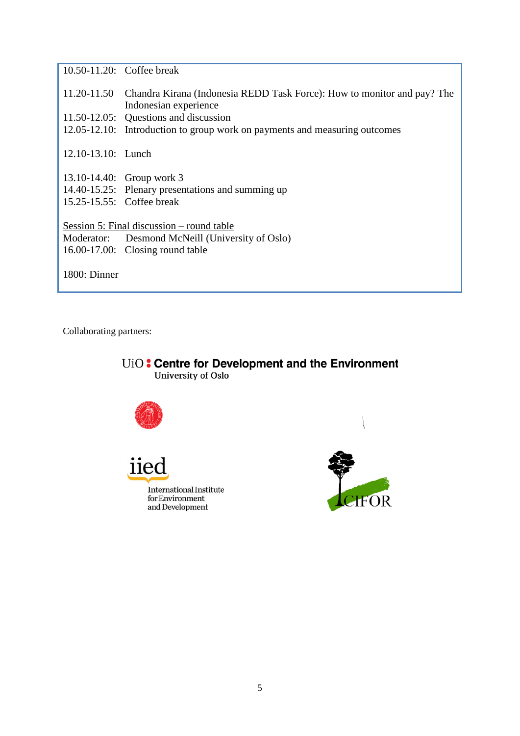10.50-11.20: Coffee break

11.20-11.50 Chandra Kirana (Indonesia REDD Task Force): How to monitor and pay? The Indonesian experience
11.50-12.05: Questions and discussion
12.05-12.10: Introduction to group work on payments and measuring outcomes

12.10-13.10: Lunch

13.10-14.40: Group work 3
14.40-15.25: Plenary presentations and summing up
15.25-15.55: Coffee break

Session 5: Final discussion – round table
Moderator: Desmond McNeill (University of Oslo)
16.00-17.00: Closing round table

1800: Dinner

Collaborating partners:

UiO : Centre for Development and the Environment
University of Oslo

iied
International Institute for Environment and Development

CIFOR